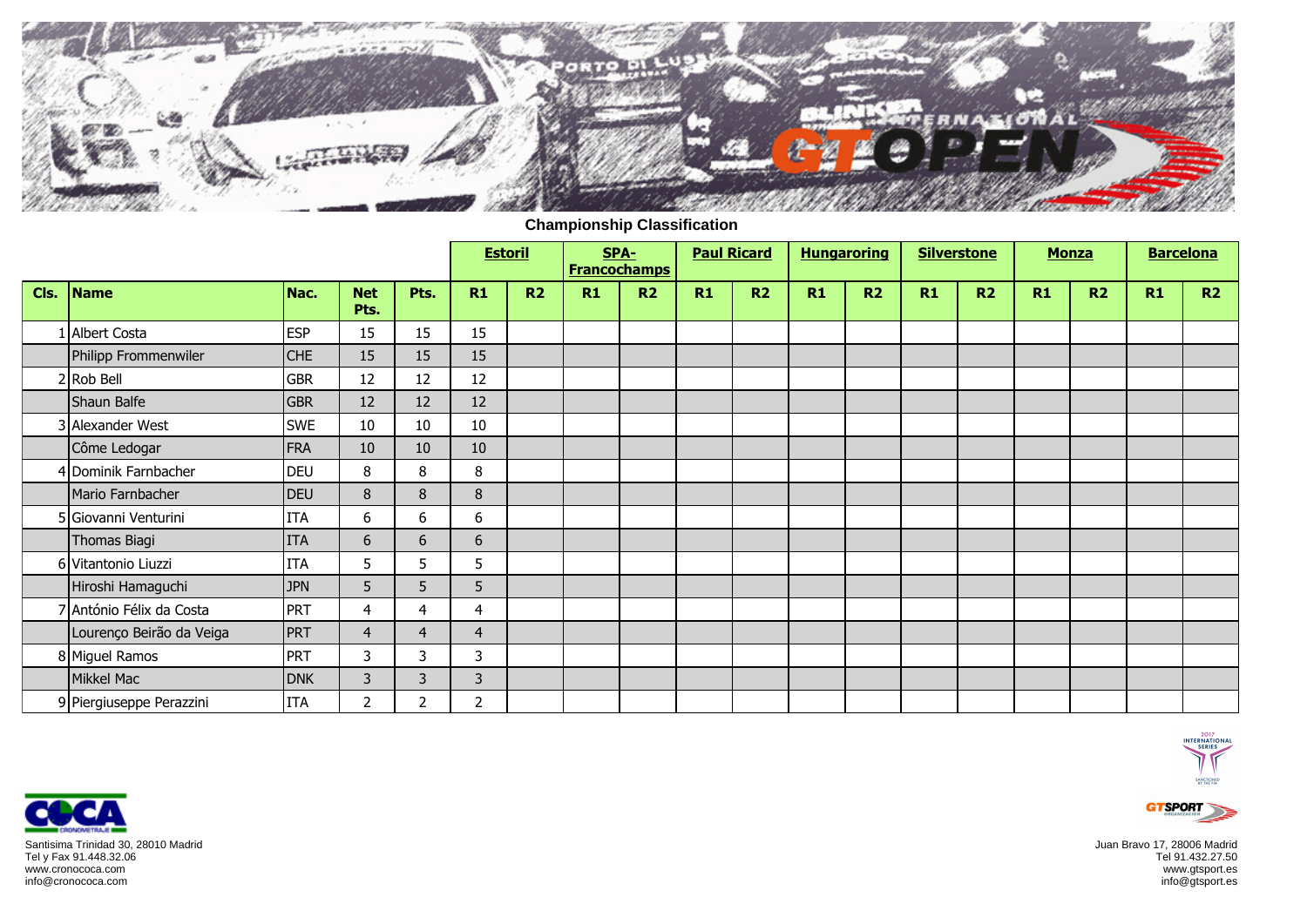## Championship Classification

| Cls. | Name | Nac. | Net Pts. | Pts. | Estoril | | SPA-Francochamps | | Paul Ricard | | Hungaroring | | Silverstone | | Monza | | Barcelona | |
|---|---|---|---|---|---|---|---|---|---|---|---|---|---|---|---|---|---|---|
| | | | | | R1 | R2 | R1 | R2 | R1 | R2 | R1 | R2 | R1 | R2 | R1 | R2 | R1 | R2 |
| 1 | Albert Costa | ESP | 15 | 15 | 15 | | | | | | | | | | | | | |
| | Philipp Frommenwiler | CHE | 15 | 15 | 15 | | | | | | | | | | | | | |
| 2 | Rob Bell | GBR | 12 | 12 | 12 | | | | | | | | | | | | | |
| | Shaun Balfe | GBR | 12 | 12 | 12 | | | | | | | | | | | | | |
| 3 | Alexander West | SWE | 10 | 10 | 10 | | | | | | | | | | | | | |
| | Côme Ledogar | FRA | 10 | 10 | 10 | | | | | | | | | | | | | |
| 4 | Dominik Farnbacher | DEU | 8 | 8 | 8 | | | | | | | | | | | | | |
| | Mario Farnbacher | DEU | 8 | 8 | 8 | | | | | | | | | | | | | |
| 5 | Giovanni Venturini | ITA | 6 | 6 | 6 | | | | | | | | | | | | | |
| | Thomas Biagi | ITA | 6 | 6 | 6 | | | | | | | | | | | | | |
| 6 | Vitantonio Liuzzi | ITA | 5 | 5 | 5 | | | | | | | | | | | | | |
| | Hiroshi Hamaguchi | JPN | 5 | 5 | 5 | | | | | | | | | | | | | |
| 7 | António Félix da Costa | PRT | 4 | 4 | 4 | | | | | | | | | | | | | |
| | Lourenço Beirão da Veiga | PRT | 4 | 4 | 4 | | | | | | | | | | | | | |
| 8 | Miguel Ramos | PRT | 3 | 3 | 3 | | | | | | | | | | | | | |
| | Mikkel Mac | DNK | 3 | 3 | 3 | | | | | | | | | | | | | |
| 9 | Piergiuseppe Perazzini | ITA | 2 | 2 | 2 | | | | | | | | | | | | | |

Santisima Trinidad 30, 28010 Madrid
Tel y Fax 91.448.32.06
www.cronococa.com
info@cronococa.com

Juan Bravo 17, 28006 Madrid
Tel 91.432.27.50
www.gtsport.es
info@gtsport.es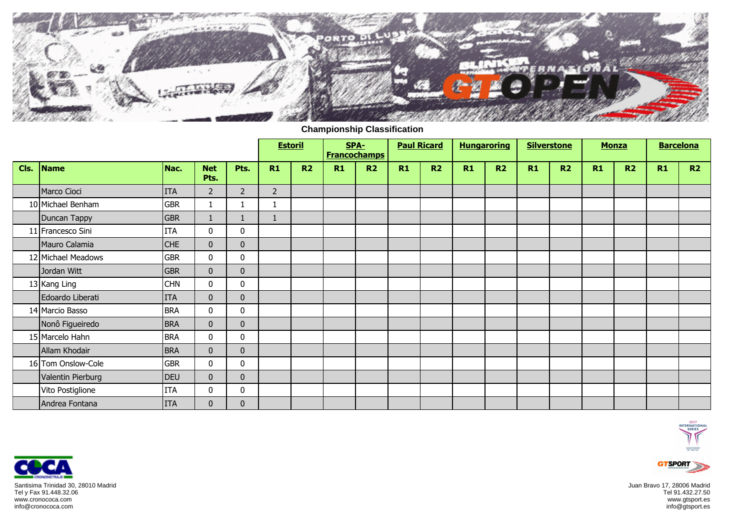## Championship Classification

| Cls. | Name | Nac. | Net Pts. | Pts. | Estoril | | SPA-Francochamps | | Paul Ricard | | Hungaroring | | Silverstone | | Monza | | Barcelona | |
|---|---|---|---|---|---|---|---|---|---|---|---|---|---|---|---|---|---|---|
| | | | | | R1 | R2 | R1 | R2 | R1 | R2 | R1 | R2 | R1 | R2 | R1 | R2 | R1 | R2 |
| | Marco Cioci | ITA | 2 | 2 | 2 | | | | | | | | | | | | | |
| 10 | Michael Benham | GBR | 1 | 1 | 1 | | | | | | | | | | | | | |
| | Duncan Tappy | GBR | 1 | 1 | 1 | | | | | | | | | | | | | |
| 11 | Francesco Sini | ITA | 0 | 0 | | | | | | | | | | | | | | |
| | Mauro Calamia | CHE | 0 | 0 | | | | | | | | | | | | | | |
| 12 | Michael Meadows | GBR | 0 | 0 | | | | | | | | | | | | | | |
| | Jordan Witt | GBR | 0 | 0 | | | | | | | | | | | | | | |
| 13 | Kang Ling | CHN | 0 | 0 | | | | | | | | | | | | | | |
| | Edoardo Liberati | ITA | 0 | 0 | | | | | | | | | | | | | | |
| 14 | Marcio Basso | BRA | 0 | 0 | | | | | | | | | | | | | | |
| | Nonô Figueiredo | BRA | 0 | 0 | | | | | | | | | | | | | | |
| 15 | Marcelo Hahn | BRA | 0 | 0 | | | | | | | | | | | | | | |
| | Allam Khodair | BRA | 0 | 0 | | | | | | | | | | | | | | |
| 16 | Tom Onslow-Cole | GBR | 0 | 0 | | | | | | | | | | | | | | |
| | Valentin Pierburg | DEU | 0 | 0 | | | | | | | | | | | | | | |
| | Vito Postiglione | ITA | 0 | 0 | | | | | | | | | | | | | | |
| | Andrea Fontana | ITA | 0 | 0 | | | | | | | | | | | | | | |

Santisima Trinidad 30, 28010 Madrid
Tel y Fax 91.448.32.06
www.cronococa.com
info@cronococa.com

Juan Bravo 17, 28006 Madrid
Tel 91.432.27.50
www.gtsport.es
info@gtsport.es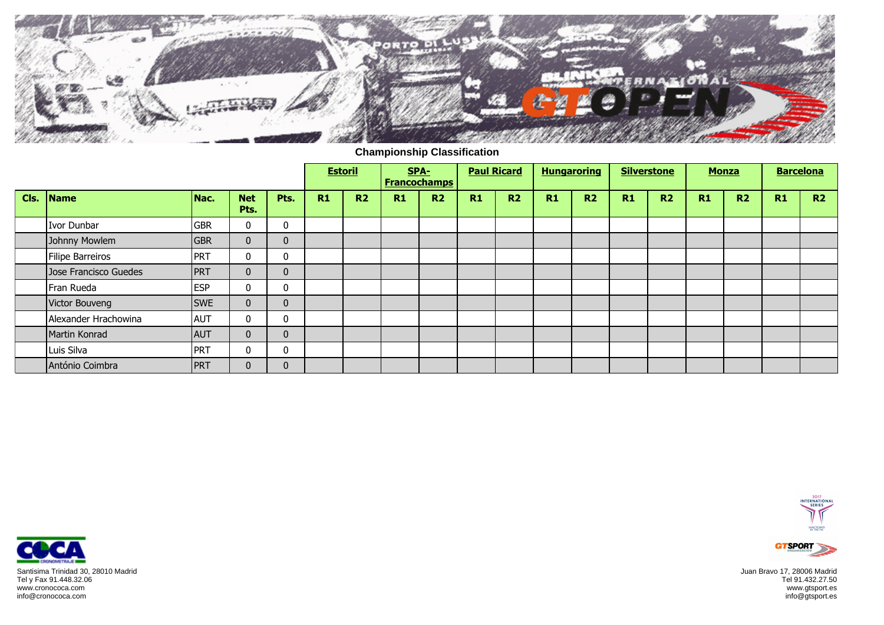## Championship Classification

| | | | | | Estoril | | SPA-Francochamps | | Paul Ricard | | Hungaroring | | Silverstone | | Monza | | Barcelona | |
|---|---|---|---|---|---|---|---|---|---|---|---|---|---|---|---|---|---|---|
| Cls. | Name | Nac. | Net Pts. | Pts. | R1 | R2 | R1 | R2 | R1 | R2 | R1 | R2 | R1 | R2 | R1 | R2 | R1 | R2 |
| | Ivor Dunbar | GBR | 0 | 0 | | | | | | | | | | | | | | |
| | Johnny Mowlem | GBR | 0 | 0 | | | | | | | | | | | | | | |
| | Filipe Barreiros | PRT | 0 | 0 | | | | | | | | | | | | | | |
| | Jose Francisco Guedes | PRT | 0 | 0 | | | | | | | | | | | | | | |
| | Fran Rueda | ESP | 0 | 0 | | | | | | | | | | | | | | |
| | Victor Bouveng | SWE | 0 | 0 | | | | | | | | | | | | | | |
| | Alexander Hrachowina | AUT | 0 | 0 | | | | | | | | | | | | | | |
| | Martin Konrad | AUT | 0 | 0 | | | | | | | | | | | | | | |
| | Luis Silva | PRT | 0 | 0 | | | | | | | | | | | | | | |
| | António Coimbra | PRT | 0 | 0 | | | | | | | | | | | | | | |

Santisima Trinidad 30, 28010 Madrid
Tel y Fax 91.448.32.06
www.cronococa.com
info@cronococa.com

Juan Bravo 17, 28006 Madrid
Tel 91.432.27.50
www.gtsport.es
info@gtsport.es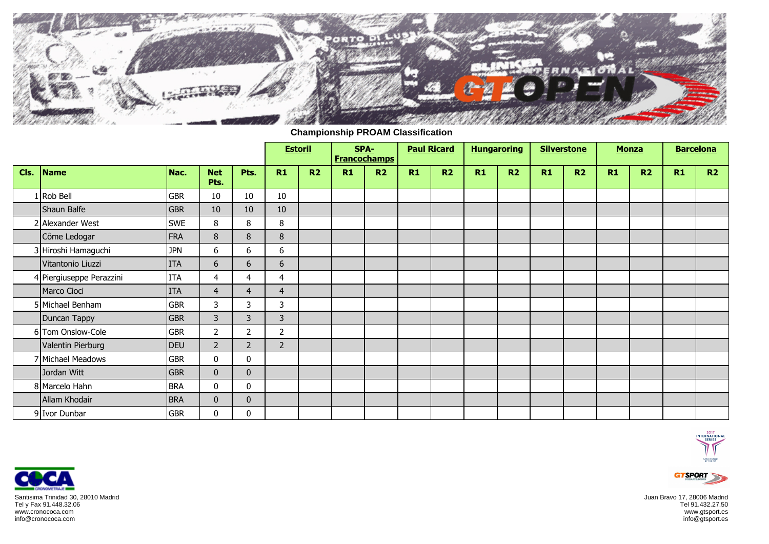## Championship PROAM Classification

| Cls. | Name | Nac. | Net Pts. | Pts. | Estoril | | SPA-Francochamps | | Paul Ricard | | Hungaroring | | Silverstone | | Monza | | Barcelona | |
|---|---|---|---|---|---|---|---|---|---|---|---|---|---|---|---|---|---|---|
| | | | | | R1 | R2 | R1 | R2 | R1 | R2 | R1 | R2 | R1 | R2 | R1 | R2 | R1 | R2 |
| 1 | Rob Bell | GBR | 10 | 10 | 10 | | | | | | | | | | | | | |
| | Shaun Balfe | GBR | 10 | 10 | 10 | | | | | | | | | | | | | |
| 2 | Alexander West | SWE | 8 | 8 | 8 | | | | | | | | | | | | | |
| | Côme Ledogar | FRA | 8 | 8 | 8 | | | | | | | | | | | | | |
| 3 | Hiroshi Hamaguchi | JPN | 6 | 6 | 6 | | | | | | | | | | | | | |
| | Vitantonio Liuzzi | ITA | 6 | 6 | 6 | | | | | | | | | | | | | |
| 4 | Piergiuseppe Perazzini | ITA | 4 | 4 | 4 | | | | | | | | | | | | | |
| | Marco Cioci | ITA | 4 | 4 | 4 | | | | | | | | | | | | | |
| 5 | Michael Benham | GBR | 3 | 3 | 3 | | | | | | | | | | | | | |
| | Duncan Tappy | GBR | 3 | 3 | 3 | | | | | | | | | | | | | |
| 6 | Tom Onslow-Cole | GBR | 2 | 2 | 2 | | | | | | | | | | | | | |
| | Valentin Pierburg | DEU | 2 | 2 | 2 | | | | | | | | | | | | | |
| 7 | Michael Meadows | GBR | 0 | 0 | | | | | | | | | | | | | | |
| | Jordan Witt | GBR | 0 | 0 | | | | | | | | | | | | | | |
| 8 | Marcelo Hahn | BRA | 0 | 0 | | | | | | | | | | | | | | |
| | Allam Khodair | BRA | 0 | 0 | | | | | | | | | | | | | | |
| 9 | Ivor Dunbar | GBR | 0 | 0 | | | | | | | | | | | | | | |

Santisima Trinidad 30, 28010 Madrid
Tel y Fax 91.448.32.06
www.cronococa.com
info@cronococa.com

Juan Bravo 17, 28006 Madrid
Tel 91.432.27.50
www.gtsport.es
info@gtsport.es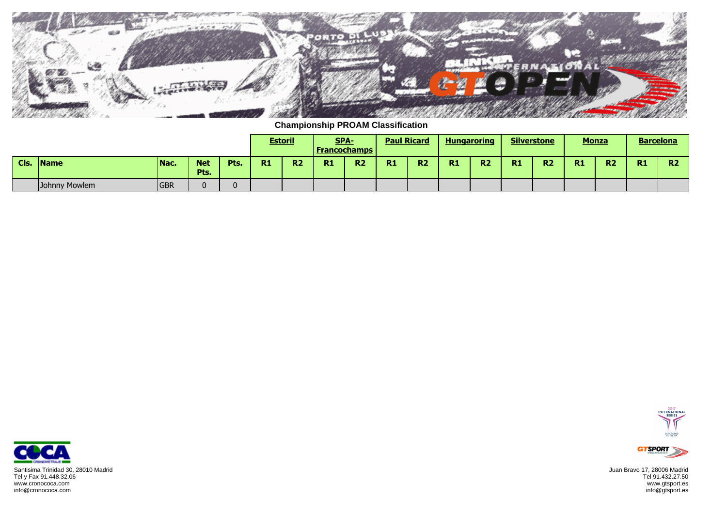## Championship PROAM Classification

| | | | | | Estoril | | SPA-Francochamps | | Paul Ricard | | Hungaroring | | Silverstone | | Monza | | Barcelona | |
|---|---|---|---|---|---|---|---|---|---|---|---|---|---|---|---|---|---|---|
| **Cls.** | **Name** | **Nac.** | **Net Pts.** | **Pts.** | **R1** | **R2** | **R1** | **R2** | **R1** | **R2** | **R1** | **R2** | **R1** | **R2** | **R1** | **R2** | **R1** | **R2** |
| | Johnny Mowlem | GBR | 0 | 0 | | | | | | | | | | | | | | |

Santisima Trinidad 30, 28010 Madrid
Tel y Fax 91.448.32.06
www.cronococa.com
info@cronococa.com

Juan Bravo 17, 28006 Madrid
Tel 91.432.27.50
www.gtsport.es
info@gtsport.es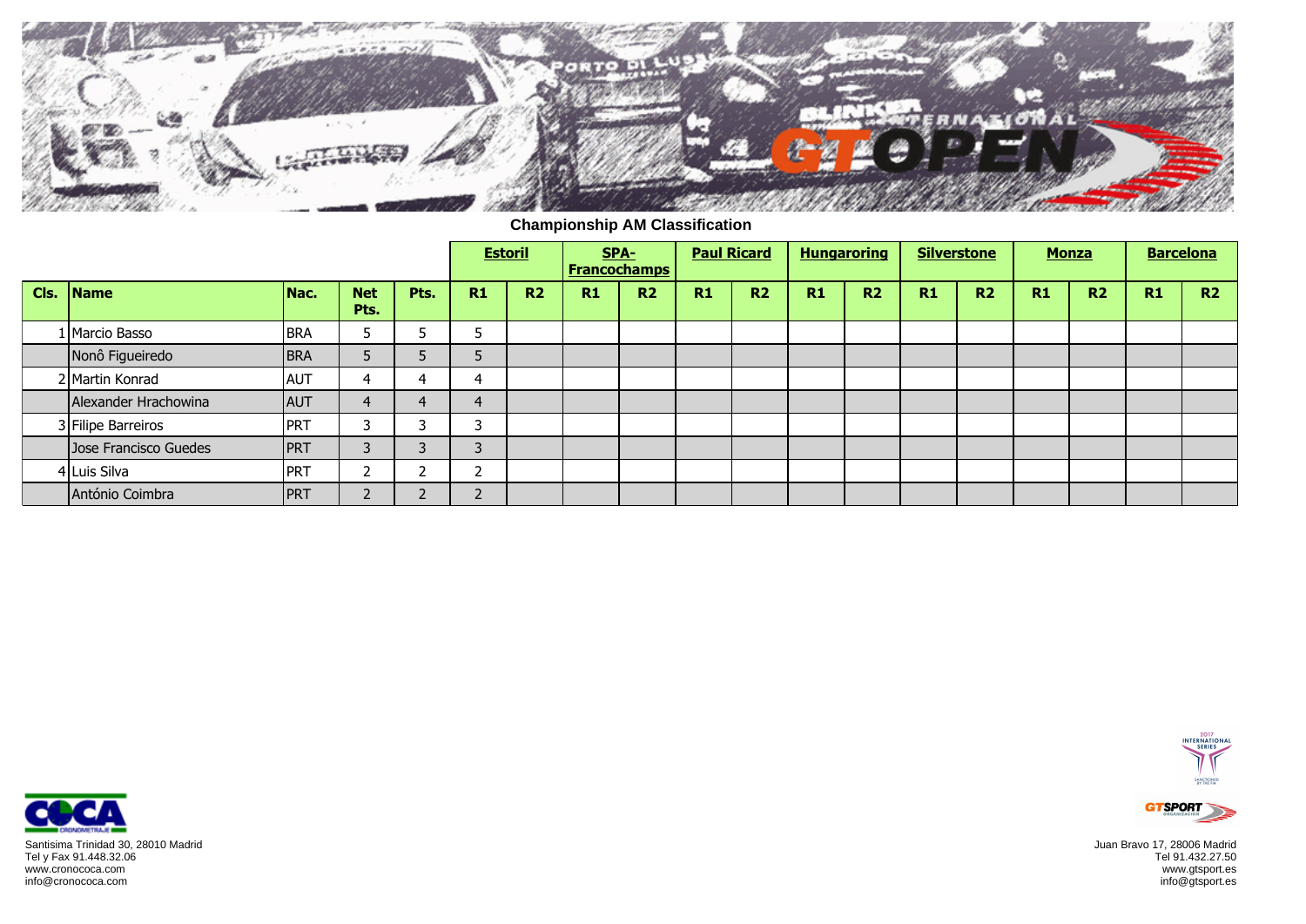## Championship AM Classification

| Cls. | Name | Nac. | Net Pts. | Pts. | Estoril | | SPA-Francochamps | | Paul Ricard | | Hungaroring | | Silverstone | | Monza | | Barcelona | |
|---|---|---|---|---|---|---|---|---|---|---|---|---|---|---|---|---|---|---|
| | | | | | R1 | R2 | R1 | R2 | R1 | R2 | R1 | R2 | R1 | R2 | R1 | R2 | R1 | R2 |
| 1 | Marcio Basso | BRA | 5 | 5 | 5 | | | | | | | | | | | | | |
| | Nonô Figueiredo | BRA | 5 | 5 | 5 | | | | | | | | | | | | | |
| 2 | Martin Konrad | AUT | 4 | 4 | 4 | | | | | | | | | | | | | |
| | Alexander Hrachowina | AUT | 4 | 4 | 4 | | | | | | | | | | | | | |
| 3 | Filipe Barreiros | PRT | 3 | 3 | 3 | | | | | | | | | | | | | |
| | Jose Francisco Guedes | PRT | 3 | 3 | 3 | | | | | | | | | | | | | |
| 4 | Luis Silva | PRT | 2 | 2 | 2 | | | | | | | | | | | | | |
| | António Coimbra | PRT | 2 | 2 | 2 | | | | | | | | | | | | | |

Santisima Trinidad 30, 28010 Madrid
Tel y Fax 91.448.32.06
www.cronococa.com
info@cronococa.com

Juan Bravo 17, 28006 Madrid
Tel 91.432.27.50
www.gtsport.es
info@gtsport.es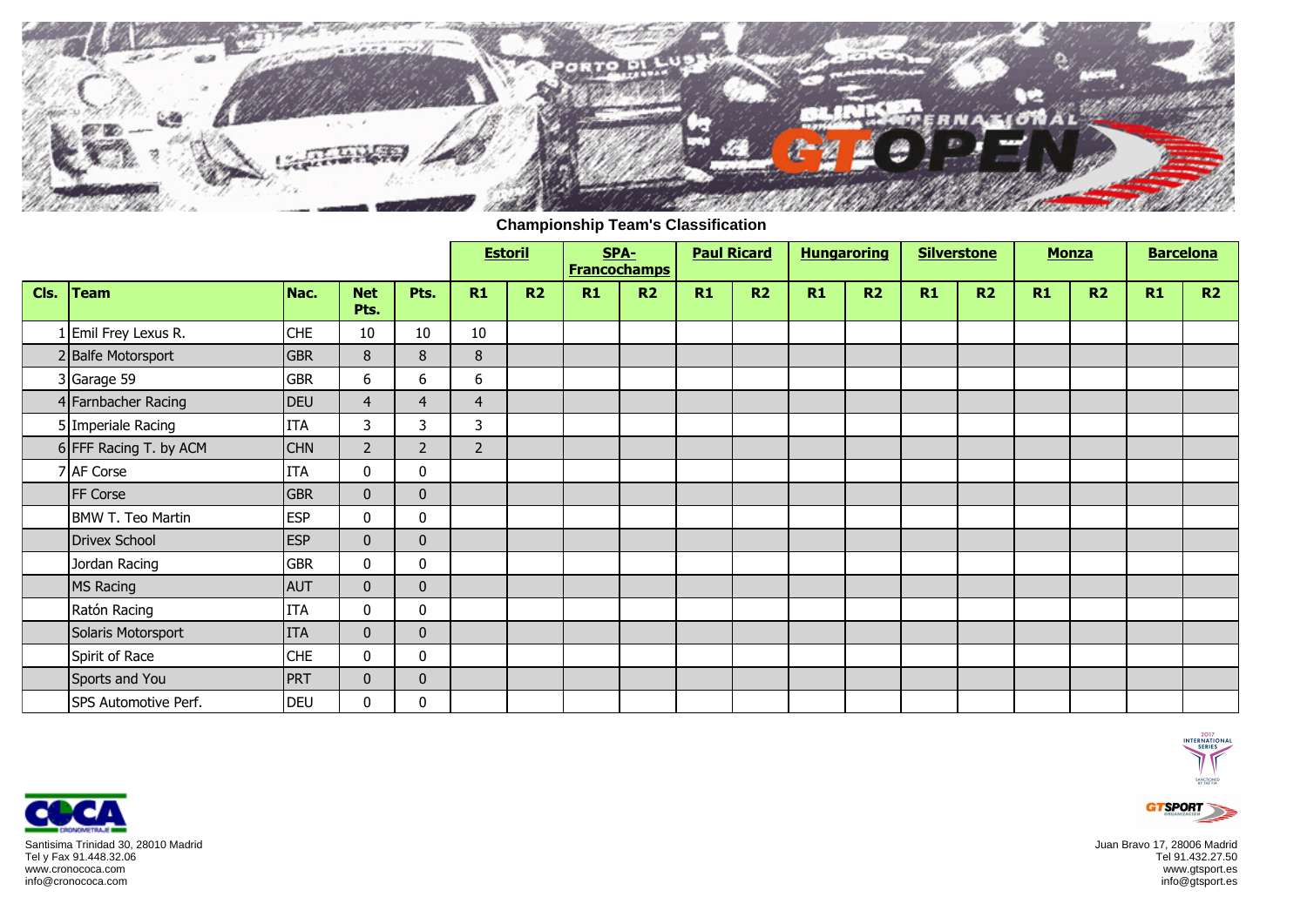## Championship Team's Classification

| | | | | | Estoril | | SPA-Francochamps | | Paul Ricard | | Hungaroring | | Silverstone | | Monza | | Barcelona | |
|---|---|---|---|---|---|---|---|---|---|---|---|---|---|---|---|---|---|---|
| Cls. | Team | Nac. | Net Pts. | Pts. | R1 | R2 | R1 | R2 | R1 | R2 | R1 | R2 | R1 | R2 | R1 | R2 | R1 | R2 |
| 1 | Emil Frey Lexus R. | CHE | 10 | 10 | 10 | | | | | | | | | | | | | |
| 2 | Balfe Motorsport | GBR | 8 | 8 | 8 | | | | | | | | | | | | | |
| 3 | Garage 59 | GBR | 6 | 6 | 6 | | | | | | | | | | | | | |
| 4 | Farnbacher Racing | DEU | 4 | 4 | 4 | | | | | | | | | | | | | |
| 5 | Imperiale Racing | ITA | 3 | 3 | 3 | | | | | | | | | | | | | |
| 6 | FFF Racing T. by ACM | CHN | 2 | 2 | 2 | | | | | | | | | | | | | |
| 7 | AF Corse | ITA | 0 | 0 | | | | | | | | | | | | | | |
| | FF Corse | GBR | 0 | 0 | | | | | | | | | | | | | | |
| | BMW T. Teo Martin | ESP | 0 | 0 | | | | | | | | | | | | | | |
| | Drivex School | ESP | 0 | 0 | | | | | | | | | | | | | | |
| | Jordan Racing | GBR | 0 | 0 | | | | | | | | | | | | | | |
| | MS Racing | AUT | 0 | 0 | | | | | | | | | | | | | | |
| | Ratón Racing | ITA | 0 | 0 | | | | | | | | | | | | | | |
| | Solaris Motorsport | ITA | 0 | 0 | | | | | | | | | | | | | | |
| | Spirit of Race | CHE | 0 | 0 | | | | | | | | | | | | | | |
| | Sports and You | PRT | 0 | 0 | | | | | | | | | | | | | | |
| | SPS Automotive Perf. | DEU | 0 | 0 | | | | | | | | | | | | | | |

Santisima Trinidad 30, 28010 Madrid
Tel y Fax 91.448.32.06
www.cronococa.com
info@cronococa.com

Juan Bravo 17, 28006 Madrid
Tel 91.432.27.50
www.gtsport.es
info@gtsport.es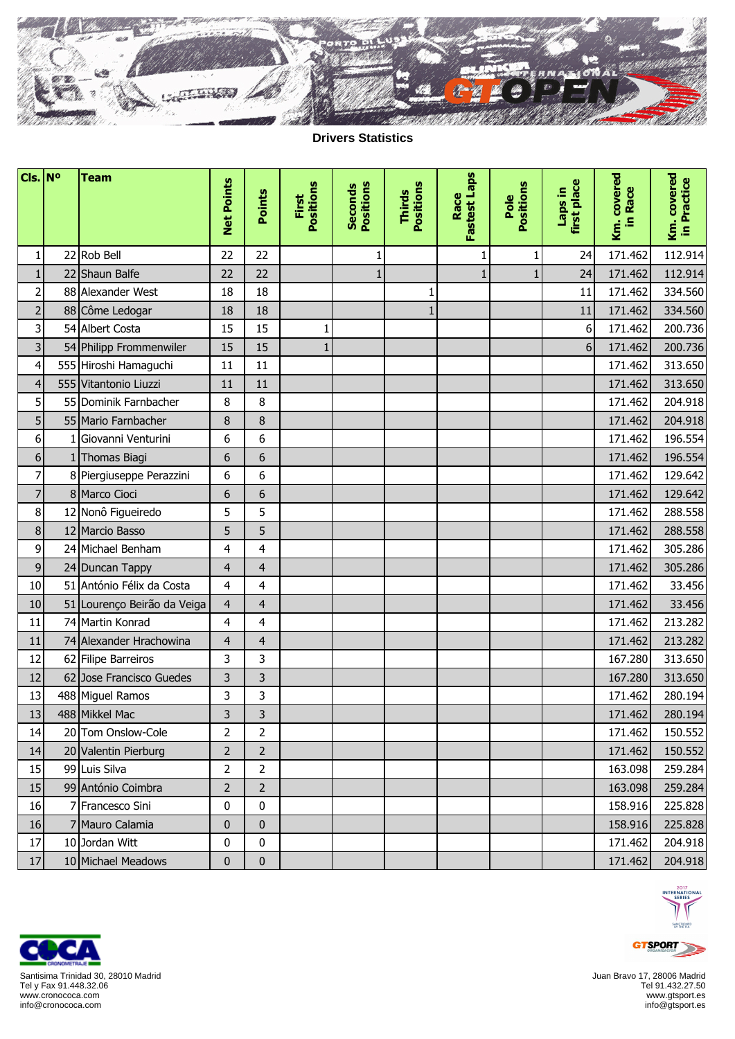# Drivers Statistics

| Cls. | Nº | Team | Net Points | Points | First Positions | Seconds Positions | Thirds Positions | Race Fastest Laps | Pole Positions | Laps in first place | Km. covered in Race | Km. covered in Practice |
|---|---|---|---|---|---|---|---|---|---|---|---|---|
| 1 | 22 | Rob Bell | 22 | 22 | | 1 | | 1 | 1 | 24 | 171.462 | 112.914 |
| 1 | 22 | Shaun Balfe | 22 | 22 | | 1 | | 1 | 1 | 24 | 171.462 | 112.914 |
| 2 | 88 | Alexander West | 18 | 18 | | | 1 | | | 11 | 171.462 | 334.560 |
| 2 | 88 | Côme Ledogar | 18 | 18 | | | 1 | | | 11 | 171.462 | 334.560 |
| 3 | 54 | Albert Costa | 15 | 15 | 1 | | | | | 6 | 171.462 | 200.736 |
| 3 | 54 | Philipp Frommenwiler | 15 | 15 | 1 | | | | | 6 | 171.462 | 200.736 |
| 4 | 555 | Hiroshi Hamaguchi | 11 | 11 | | | | | | | 171.462 | 313.650 |
| 4 | 555 | Vitantonio Liuzzi | 11 | 11 | | | | | | | 171.462 | 313.650 |
| 5 | 55 | Dominik Farnbacher | 8 | 8 | | | | | | | 171.462 | 204.918 |
| 5 | 55 | Mario Farnbacher | 8 | 8 | | | | | | | 171.462 | 204.918 |
| 6 | 1 | Giovanni Venturini | 6 | 6 | | | | | | | 171.462 | 196.554 |
| 6 | 1 | Thomas Biagi | 6 | 6 | | | | | | | 171.462 | 196.554 |
| 7 | 8 | Piergiuseppe Perazzini | 6 | 6 | | | | | | | 171.462 | 129.642 |
| 7 | 8 | Marco Cioci | 6 | 6 | | | | | | | 171.462 | 129.642 |
| 8 | 12 | Nonô Figueiredo | 5 | 5 | | | | | | | 171.462 | 288.558 |
| 8 | 12 | Marcio Basso | 5 | 5 | | | | | | | 171.462 | 288.558 |
| 9 | 24 | Michael Benham | 4 | 4 | | | | | | | 171.462 | 305.286 |
| 9 | 24 | Duncan Tappy | 4 | 4 | | | | | | | 171.462 | 305.286 |
| 10 | 51 | António Félix da Costa | 4 | 4 | | | | | | | 171.462 | 33.456 |
| 10 | 51 | Lourenço Beirão da Veiga | 4 | 4 | | | | | | | 171.462 | 33.456 |
| 11 | 74 | Martin Konrad | 4 | 4 | | | | | | | 171.462 | 213.282 |
| 11 | 74 | Alexander Hrachowina | 4 | 4 | | | | | | | 171.462 | 213.282 |
| 12 | 62 | Filipe Barreiros | 3 | 3 | | | | | | | 167.280 | 313.650 |
| 12 | 62 | Jose Francisco Guedes | 3 | 3 | | | | | | | 167.280 | 313.650 |
| 13 | 488 | Miguel Ramos | 3 | 3 | | | | | | | 171.462 | 280.194 |
| 13 | 488 | Mikkel Mac | 3 | 3 | | | | | | | 171.462 | 280.194 |
| 14 | 20 | Tom Onslow-Cole | 2 | 2 | | | | | | | 171.462 | 150.552 |
| 14 | 20 | Valentin Pierburg | 2 | 2 | | | | | | | 171.462 | 150.552 |
| 15 | 99 | Luis Silva | 2 | 2 | | | | | | | 163.098 | 259.284 |
| 15 | 99 | António Coimbra | 2 | 2 | | | | | | | 163.098 | 259.284 |
| 16 | 7 | Francesco Sini | 0 | 0 | | | | | | | 158.916 | 225.828 |
| 16 | 7 | Mauro Calamia | 0 | 0 | | | | | | | 158.916 | 225.828 |
| 17 | 10 | Jordan Witt | 0 | 0 | | | | | | | 171.462 | 204.918 |
| 17 | 10 | Michael Meadows | 0 | 0 | | | | | | | 171.462 | 204.918 |

Santisima Trinidad 30, 28010 Madrid
Tel y Fax 91.448.32.06
www.cronococa.com
info@cronococa.com

Juan Bravo 17, 28006 Madrid
Tel 91.432.27.50
www.gtsport.es
info@gtsport.es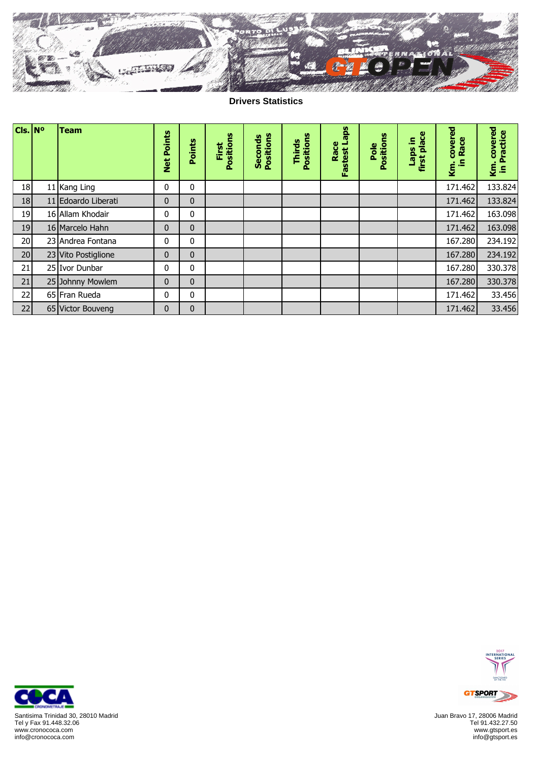**Drivers Statistics**

| Cls. | Nº | Team | Net Points | Points | First Positions | Seconds Positions | Thirds Positions | Race Fastest Laps | Pole Positions | Laps in first place | Km. covered in Race | Km. covered in Practice |
|---|---|---|---|---|---|---|---|---|---|---|---|---|
| 18 | 11 | Kang Ling | 0 | 0 | | | | | | | 171.462 | 133.824 |
| 18 | 11 | Edoardo Liberati | 0 | 0 | | | | | | | 171.462 | 133.824 |
| 19 | 16 | Allam Khodair | 0 | 0 | | | | | | | 171.462 | 163.098 |
| 19 | 16 | Marcelo Hahn | 0 | 0 | | | | | | | 171.462 | 163.098 |
| 20 | 23 | Andrea Fontana | 0 | 0 | | | | | | | 167.280 | 234.192 |
| 20 | 23 | Vito Postiglione | 0 | 0 | | | | | | | 167.280 | 234.192 |
| 21 | 25 | Ivor Dunbar | 0 | 0 | | | | | | | 167.280 | 330.378 |
| 21 | 25 | Johnny Mowlem | 0 | 0 | | | | | | | 167.280 | 330.378 |
| 22 | 65 | Fran Rueda | 0 | 0 | | | | | | | 171.462 | 33.456 |
| 22 | 65 | Victor Bouveng | 0 | 0 | | | | | | | 171.462 | 33.456 |

Santisima Trinidad 30, 28010 Madrid
Tel y Fax 91.448.32.06
www.cronococa.com
info@cronococa.com

Juan Bravo 17, 28006 Madrid
Tel 91.432.27.50
www.gtsport.es
info@gtsport.es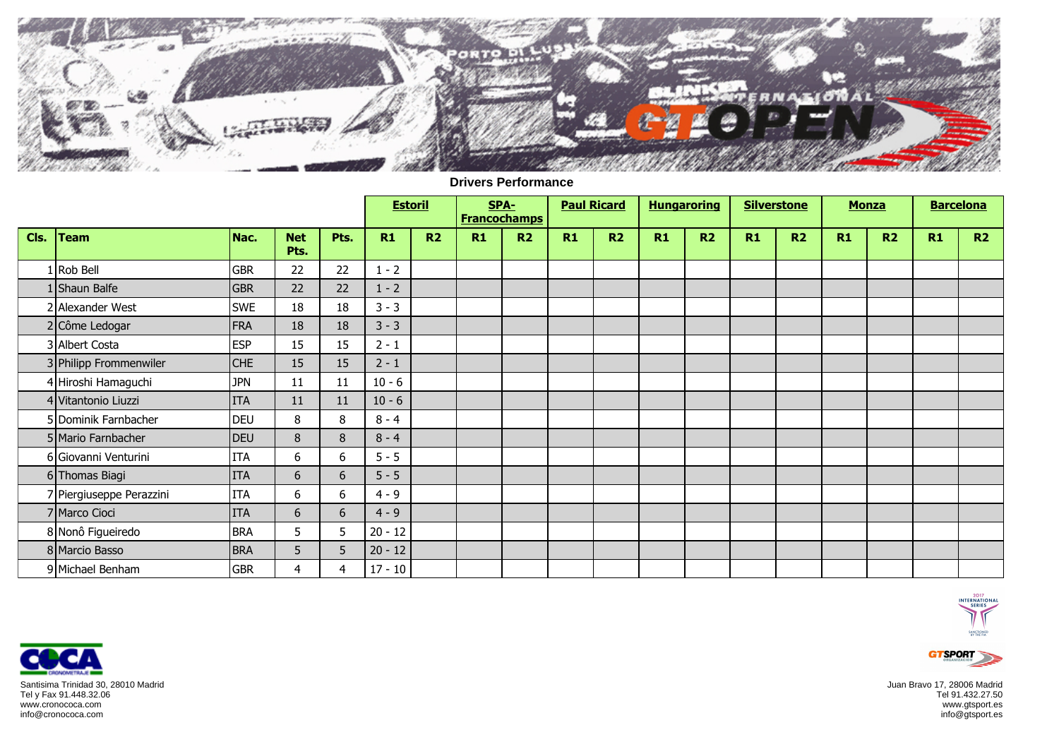## Drivers Performance

| Cls. | Team | Nac. | Net Pts. | Pts. | Estoril | | SPA-Francochamps | | Paul Ricard | | Hungaroring | | Silverstone | | Monza | | Barcelona | |
|---|---|---|---|---|---|---|---|---|---|---|---|---|---|---|---|---|---|---|
| | | | | | R1 | R2 | R1 | R2 | R1 | R2 | R1 | R2 | R1 | R2 | R1 | R2 | R1 | R2 |
| 1 | Rob Bell | GBR | 22 | 22 | 1 - 2 | | | | | | | | | | | | | |
| 1 | Shaun Balfe | GBR | 22 | 22 | 1 - 2 | | | | | | | | | | | | | |
| 2 | Alexander West | SWE | 18 | 18 | 3 - 3 | | | | | | | | | | | | | |
| 2 | Côme Ledogar | FRA | 18 | 18 | 3 - 3 | | | | | | | | | | | | | |
| 3 | Albert Costa | ESP | 15 | 15 | 2 - 1 | | | | | | | | | | | | | |
| 3 | Philipp Frommenwiler | CHE | 15 | 15 | 2 - 1 | | | | | | | | | | | | | |
| 4 | Hiroshi Hamaguchi | JPN | 11 | 11 | 10 - 6 | | | | | | | | | | | | | |
| 4 | Vitantonio Liuzzi | ITA | 11 | 11 | 10 - 6 | | | | | | | | | | | | | |
| 5 | Dominik Farnbacher | DEU | 8 | 8 | 8 - 4 | | | | | | | | | | | | | |
| 5 | Mario Farnbacher | DEU | 8 | 8 | 8 - 4 | | | | | | | | | | | | | |
| 6 | Giovanni Venturini | ITA | 6 | 6 | 5 - 5 | | | | | | | | | | | | | |
| 6 | Thomas Biagi | ITA | 6 | 6 | 5 - 5 | | | | | | | | | | | | | |
| 7 | Piergiuseppe Perazzini | ITA | 6 | 6 | 4 - 9 | | | | | | | | | | | | | |
| 7 | Marco Cioci | ITA | 6 | 6 | 4 - 9 | | | | | | | | | | | | | |
| 8 | Nonô Figueiredo | BRA | 5 | 5 | 20 - 12 | | | | | | | | | | | | | |
| 8 | Marcio Basso | BRA | 5 | 5 | 20 - 12 | | | | | | | | | | | | | |
| 9 | Michael Benham | GBR | 4 | 4 | 17 - 10 | | | | | | | | | | | | | |

Santisima Trinidad 30, 28010 Madrid
Tel y Fax 91.448.32.06
www.cronococa.com
info@cronococa.com

Juan Bravo 17, 28006 Madrid
Tel 91.432.27.50
www.gtsport.es
info@gtsport.es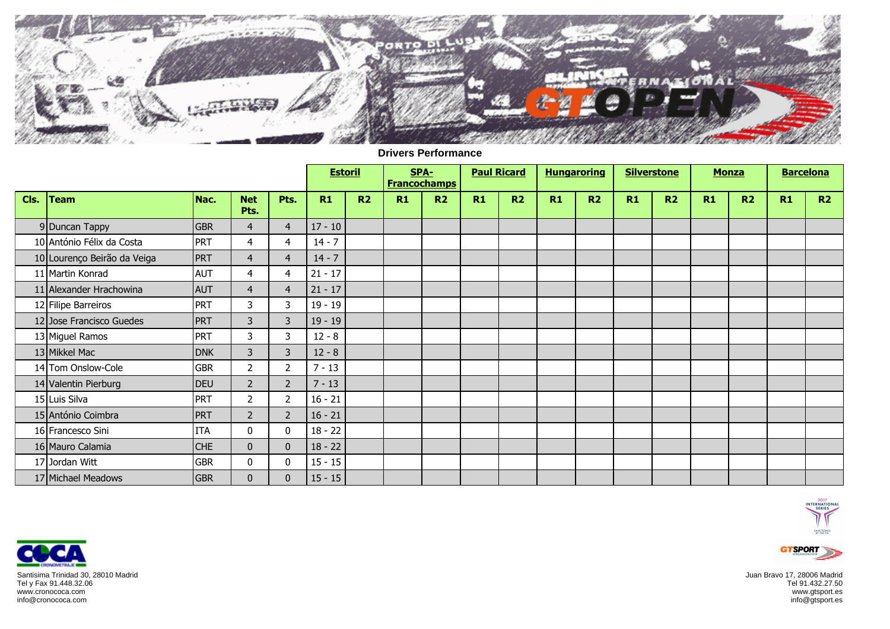## Drivers Performance

| Cls. | Team | Nac. | Net Pts. | Pts. | Estoril | | SPA-Francochamps | | Paul Ricard | | Hungaroring | | Silverstone | | Monza | | Barcelona | |
|---|---|---|---|---|---|---|---|---|---|---|---|---|---|---|---|---|---|---|
| | | | | | R1 | R2 | R1 | R2 | R1 | R2 | R1 | R2 | R1 | R2 | R1 | R2 | R1 | R2 |
| 9 | Duncan Tappy | GBR | 4 | 4 | 17 - 10 | | | | | | | | | | | | | |
| 10 | António Félix da Costa | PRT | 4 | 4 | 14 - 7 | | | | | | | | | | | | | |
| 10 | Lourenço Beirão da Veiga | PRT | 4 | 4 | 14 - 7 | | | | | | | | | | | | | |
| 11 | Martin Konrad | AUT | 4 | 4 | 21 - 17 | | | | | | | | | | | | | |
| 11 | Alexander Hrachowina | AUT | 4 | 4 | 21 - 17 | | | | | | | | | | | | | |
| 12 | Filipe Barreiros | PRT | 3 | 3 | 19 - 19 | | | | | | | | | | | | | |
| 12 | Jose Francisco Guedes | PRT | 3 | 3 | 19 - 19 | | | | | | | | | | | | | |
| 13 | Miguel Ramos | PRT | 3 | 3 | 12 - 8 | | | | | | | | | | | | | |
| 13 | Mikkel Mac | DNK | 3 | 3 | 12 - 8 | | | | | | | | | | | | | |
| 14 | Tom Onslow-Cole | GBR | 2 | 2 | 7 - 13 | | | | | | | | | | | | | |
| 14 | Valentin Pierburg | DEU | 2 | 2 | 7 - 13 | | | | | | | | | | | | | |
| 15 | Luis Silva | PRT | 2 | 2 | 16 - 21 | | | | | | | | | | | | | |
| 15 | António Coimbra | PRT | 2 | 2 | 16 - 21 | | | | | | | | | | | | | |
| 16 | Francesco Sini | ITA | 0 | 0 | 18 - 22 | | | | | | | | | | | | | |
| 16 | Mauro Calamia | CHE | 0 | 0 | 18 - 22 | | | | | | | | | | | | | |
| 17 | Jordan Witt | GBR | 0 | 0 | 15 - 15 | | | | | | | | | | | | | |
| 17 | Michael Meadows | GBR | 0 | 0 | 15 - 15 | | | | | | | | | | | | | |

Santisima Trinidad 30, 28010 Madrid
Tel y Fax 91.448.32.06
www.cronococa.com
info@cronococa.com

Juan Bravo 17, 28006 Madrid
Tel 91.432.27.50
www.gtsport.es
info@gtsport.es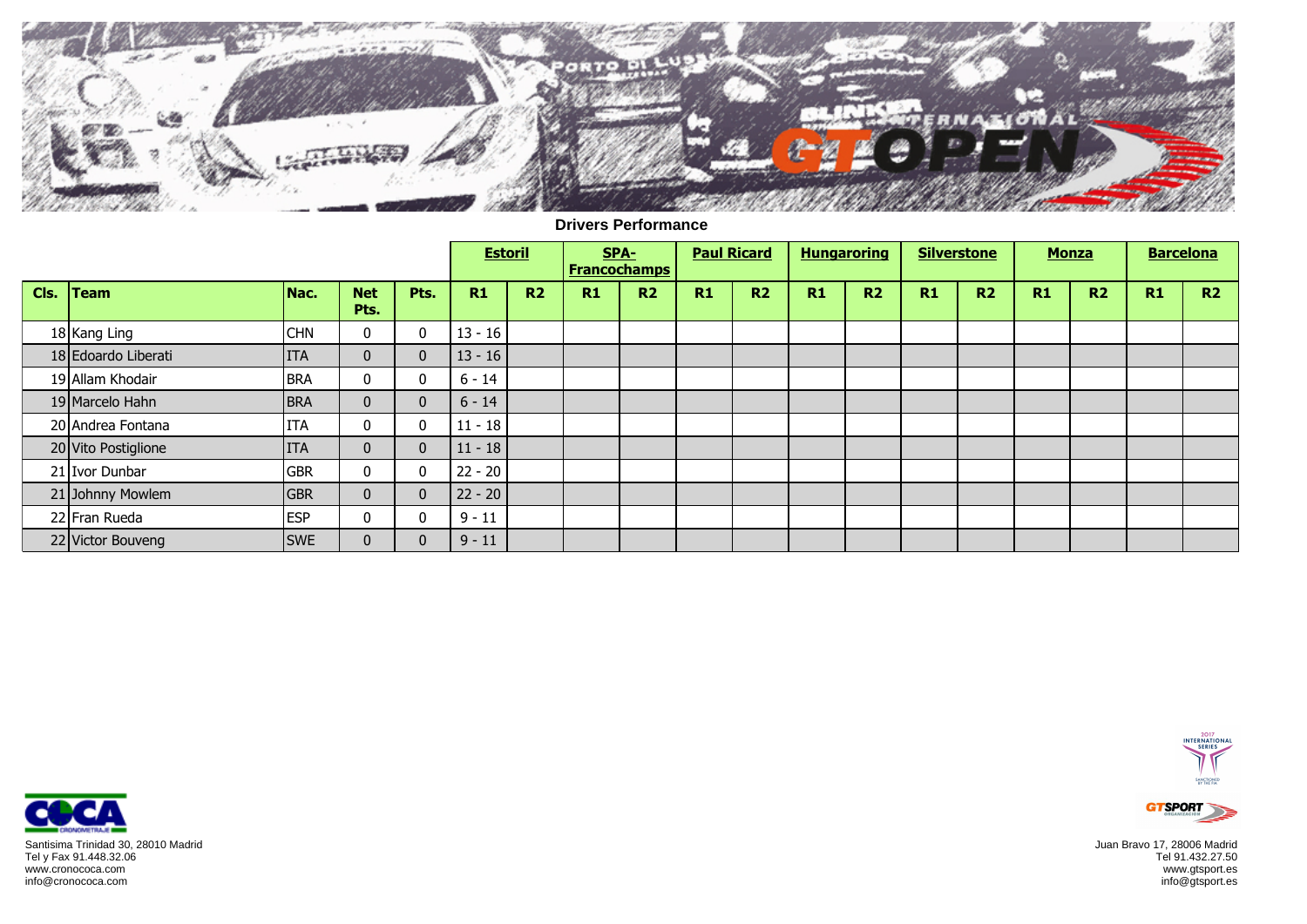**Drivers Performance**

| | | | | | Estoril | | SPA-Francochamps | | Paul Ricard | | Hungaroring | | Silverstone | | Monza | | Barcelona | |
|---|---|---|---|---|---|---|---|---|---|---|---|---|---|---|---|---|---|---|
| Cls. | Team | Nac. | Net Pts. | Pts. | R1 | R2 | R1 | R2 | R1 | R2 | R1 | R2 | R1 | R2 | R1 | R2 | R1 | R2 |
| 18 | Kang Ling | CHN | 0 | 0 | 13 - 16 | | | | | | | | | | | | | |
| 18 | Edoardo Liberati | ITA | 0 | 0 | 13 - 16 | | | | | | | | | | | | | |
| 19 | Allam Khodair | BRA | 0 | 0 | 6 - 14 | | | | | | | | | | | | | |
| 19 | Marcelo Hahn | BRA | 0 | 0 | 6 - 14 | | | | | | | | | | | | | |
| 20 | Andrea Fontana | ITA | 0 | 0 | 11 - 18 | | | | | | | | | | | | | |
| 20 | Vito Postiglione | ITA | 0 | 0 | 11 - 18 | | | | | | | | | | | | | |
| 21 | Ivor Dunbar | GBR | 0 | 0 | 22 - 20 | | | | | | | | | | | | | |
| 21 | Johnny Mowlem | GBR | 0 | 0 | 22 - 20 | | | | | | | | | | | | | |
| 22 | Fran Rueda | ESP | 0 | 0 | 9 - 11 | | | | | | | | | | | | | |
| 22 | Victor Bouveng | SWE | 0 | 0 | 9 - 11 | | | | | | | | | | | | | |

Santisima Trinidad 30, 28010 Madrid
Tel y Fax 91.448.32.06
www.cronococa.com
info@cronococa.com

Juan Bravo 17, 28006 Madrid
Tel 91.432.27.50
www.gtsport.es
info@gtsport.es